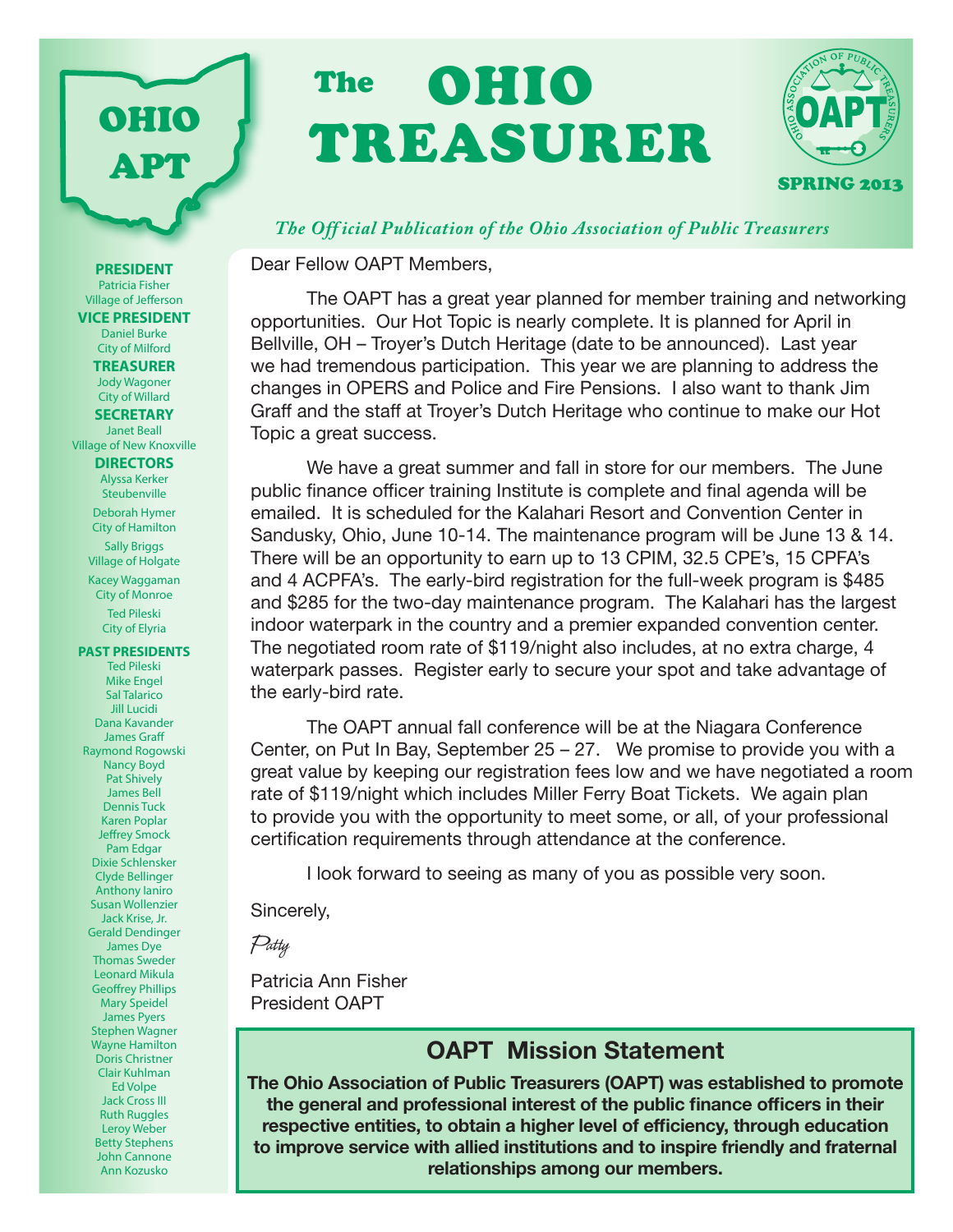# The OHIO TREASURER

SPRING 2013

*The Official Publication of the Ohio Association of Public Treasurers*

**PRESIDENT**
Patricia Fisher
Village of Jefferson

**VICE PRESIDENT**
Daniel Burke
City of Milford

**TREASURER**
Jody Wagoner
City of Willard

**SECRETARY**
Janet Beall
Village of New Knoxville

**DIRECTORS**
Alyssa Kerker
Steubenville

Deborah Hymer
City of Hamilton

Sally Briggs
Village of Holgate

Kacey Waggaman
City of Monroe

Ted Pileski
City of Elyria

**PAST PRESIDENTS**
Ted Pileski
Mike Engel
Sal Talarico
Jill Lucidi
Dana Kavander
James Graff
Raymond Rogowski
Nancy Boyd
Pat Shively
James Bell
Dennis Tuck
Karen Poplar
Jeffrey Smock
Pam Edgar
Dixie Schlensker
Clyde Bellinger
Anthony Ianiro
Susan Wollenzier
Jack Krise, Jr.
Gerald Dendinger
James Dye
Thomas Sweder
Leonard Mikula
Geoffrey Phillips
Mary Speidel
James Pyers
Stephen Wagner
Wayne Hamilton
Doris Christner
Clair Kuhlman
Ed Volpe
Jack Cross III
Ruth Ruggles
Leroy Weber
Betty Stephens
John Cannone
Ann Kozusko

Dear Fellow OAPT Members,

The OAPT has a great year planned for member training and networking opportunities. Our Hot Topic is nearly complete. It is planned for April in Bellville, OH – Troyer's Dutch Heritage (date to be announced). Last year we had tremendous participation. This year we are planning to address the changes in OPERS and Police and Fire Pensions. I also want to thank Jim Graff and the staff at Troyer's Dutch Heritage who continue to make our Hot Topic a great success.

We have a great summer and fall in store for our members. The June public finance officer training Institute is complete and final agenda will be emailed. It is scheduled for the Kalahari Resort and Convention Center in Sandusky, Ohio, June 10-14. The maintenance program will be June 13 & 14. There will be an opportunity to earn up to 13 CPIM, 32.5 CPE's, 15 CPFA's and 4 ACPFA's. The early-bird registration for the full-week program is $485 and $285 for the two-day maintenance program. The Kalahari has the largest indoor waterpark in the country and a premier expanded convention center. The negotiated room rate of $119/night also includes, at no extra charge, 4 waterpark passes. Register early to secure your spot and take advantage of the early-bird rate.

The OAPT annual fall conference will be at the Niagara Conference Center, on Put In Bay, September 25 – 27. We promise to provide you with a great value by keeping our registration fees low and we have negotiated a room rate of $119/night which includes Miller Ferry Boat Tickets. We again plan to provide you with the opportunity to meet some, or all, of your professional certification requirements through attendance at the conference.

I look forward to seeing as many of you as possible very soon.

Sincerely,

*Patty*

Patricia Ann Fisher
President OAPT

## OAPT Mission Statement

**The Ohio Association of Public Treasurers (OAPT) was established to promote the general and professional interest of the public finance officers in their respective entities, to obtain a higher level of efficiency, through education to improve service with allied institutions and to inspire friendly and fraternal relationships among our members.**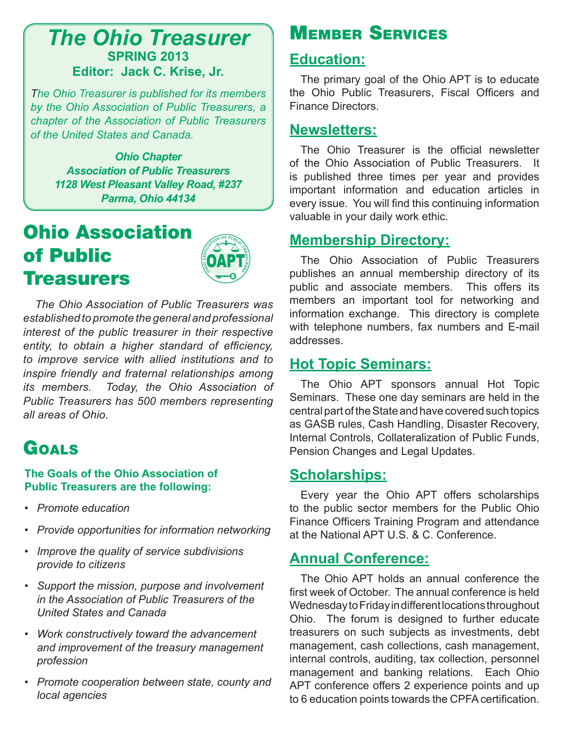# The Ohio Treasurer

**SPRING 2013**

**Editor: Jack C. Krise, Jr.**

*The Ohio Treasurer is published for its members by the Ohio Association of Public Treasurers, a chapter of the Association of Public Treasurers of the United States and Canada.*

***Ohio Chapter***
***Association of Public Treasurers***
***1128 West Pleasant Valley Road, #237***
***Parma, Ohio 44134***

# Ohio Association of Public Treasurers

*The Ohio Association of Public Treasurers was established to promote the general and professional interest of the public treasurer in their respective entity, to obtain a higher standard of efficiency, to improve service with allied institutions and to inspire friendly and fraternal relationships among its members. Today, the Ohio Association of Public Treasurers has 500 members representing all areas of Ohio.*

# Goals

**The Goals of the Ohio Association of Public Treasurers are the following:**

- *Promote education*
- *Provide opportunities for information networking*
- *Improve the quality of service subdivisions provide to citizens*
- *Support the mission, purpose and involvement in the Association of Public Treasurers of the United States and Canada*
- *Work constructively toward the advancement and improvement of the treasury management profession*
- *Promote cooperation between state, county and local agencies*

# Member Services

## Education:

The primary goal of the Ohio APT is to educate the Ohio Public Treasurers, Fiscal Officers and Finance Directors.

## Newsletters:

The Ohio Treasurer is the official newsletter of the Ohio Association of Public Treasurers. It is published three times per year and provides important information and education articles in every issue. You will find this continuing information valuable in your daily work ethic.

## Membership Directory:

The Ohio Association of Public Treasurers publishes an annual membership directory of its public and associate members. This offers its members an important tool for networking and information exchange. This directory is complete with telephone numbers, fax numbers and E-mail addresses.

## Hot Topic Seminars:

The Ohio APT sponsors annual Hot Topic Seminars. These one day seminars are held in the central part of the State and have covered such topics as GASB rules, Cash Handling, Disaster Recovery, Internal Controls, Collateralization of Public Funds, Pension Changes and Legal Updates.

## Scholarships:

Every year the Ohio APT offers scholarships to the public sector members for the Public Ohio Finance Officers Training Program and attendance at the National APT U.S. & C. Conference.

## Annual Conference:

The Ohio APT holds an annual conference the first week of October. The annual conference is held Wednesday to Friday in different locations throughout Ohio. The forum is designed to further educate treasurers on such subjects as investments, debt management, cash collections, cash management, internal controls, auditing, tax collection, personnel management and banking relations. Each Ohio APT conference offers 2 experience points and up to 6 education points towards the CPFA certification.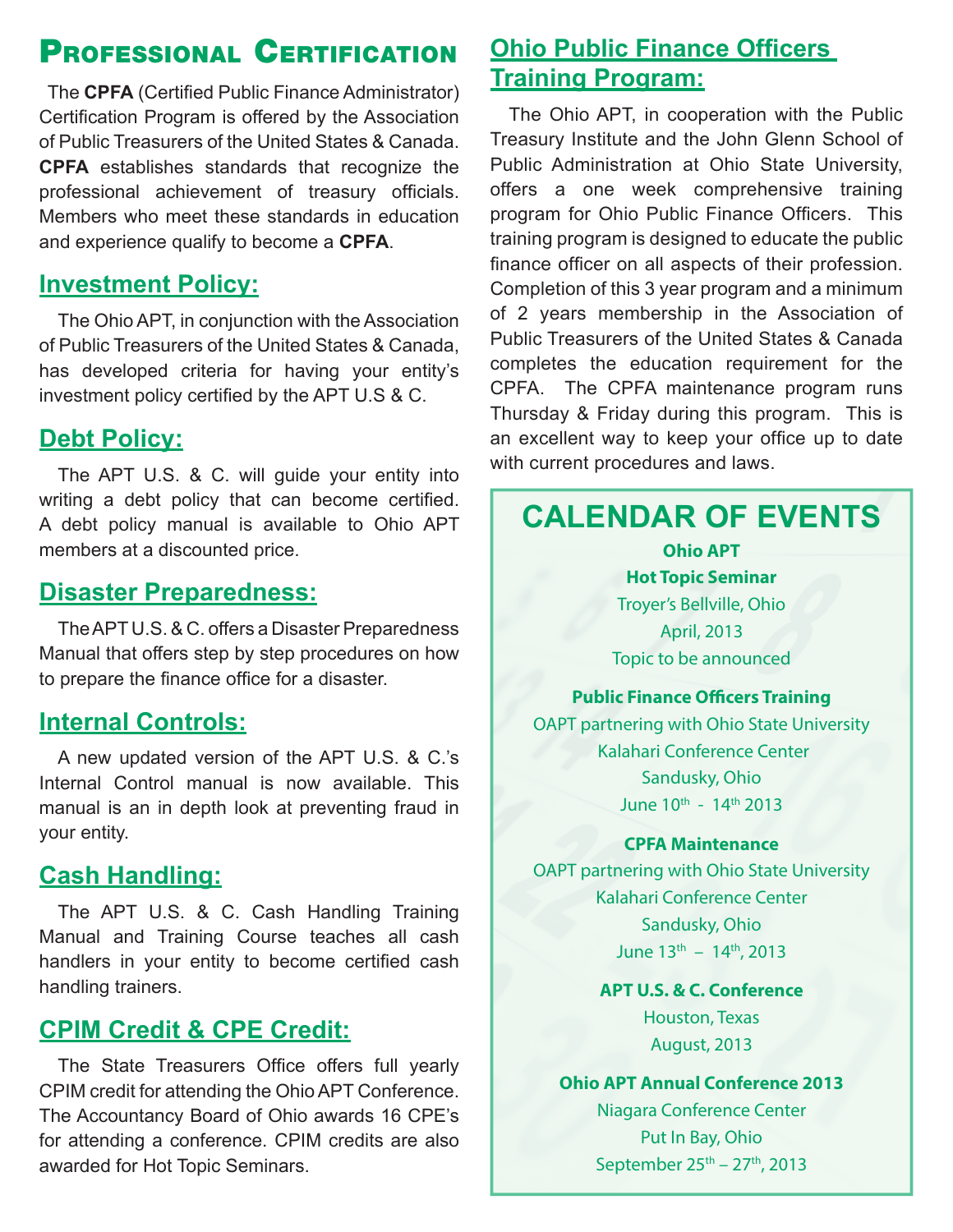# Professional Certification

The **CPFA** (Certified Public Finance Administrator) Certification Program is offered by the Association of Public Treasurers of the United States & Canada. **CPFA** establishes standards that recognize the professional achievement of treasury officials. Members who meet these standards in education and experience qualify to become a **CPFA**.

## Investment Policy:

The Ohio APT, in conjunction with the Association of Public Treasurers of the United States & Canada, has developed criteria for having your entity's investment policy certified by the APT U.S & C.

## Debt Policy:

The APT U.S. & C. will guide your entity into writing a debt policy that can become certified. A debt policy manual is available to Ohio APT members at a discounted price.

## Disaster Preparedness:

The APT U.S. & C. offers a Disaster Preparedness Manual that offers step by step procedures on how to prepare the finance office for a disaster.

## Internal Controls:

A new updated version of the APT U.S. & C.'s Internal Control manual is now available. This manual is an in depth look at preventing fraud in your entity.

## Cash Handling:

The APT U.S. & C. Cash Handling Training Manual and Training Course teaches all cash handlers in your entity to become certified cash handling trainers.

## CPIM Credit & CPE Credit:

The State Treasurers Office offers full yearly CPIM credit for attending the Ohio APT Conference. The Accountancy Board of Ohio awards 16 CPE's for attending a conference. CPIM credits are also awarded for Hot Topic Seminars.

## Ohio Public Finance Officers Training Program:

The Ohio APT, in cooperation with the Public Treasury Institute and the John Glenn School of Public Administration at Ohio State University, offers a one week comprehensive training program for Ohio Public Finance Officers. This training program is designed to educate the public finance officer on all aspects of their profession. Completion of this 3 year program and a minimum of 2 years membership in the Association of Public Treasurers of the United States & Canada completes the education requirement for the CPFA. The CPFA maintenance program runs Thursday & Friday during this program. This is an excellent way to keep your office up to date with current procedures and laws.

## CALENDAR OF EVENTS

**Ohio APT**
**Hot Topic Seminar**
Troyer's Bellville, Ohio
April, 2013
Topic to be announced

**Public Finance Officers Training**
OAPT partnering with Ohio State University
Kalahari Conference Center
Sandusky, Ohio
June 10th - 14th 2013

**CPFA Maintenance**
OAPT partnering with Ohio State University
Kalahari Conference Center
Sandusky, Ohio
June 13th – 14th, 2013

**APT U.S. & C. Conference**
Houston, Texas
August, 2013

**Ohio APT Annual Conference 2013**
Niagara Conference Center
Put In Bay, Ohio
September 25th – 27th, 2013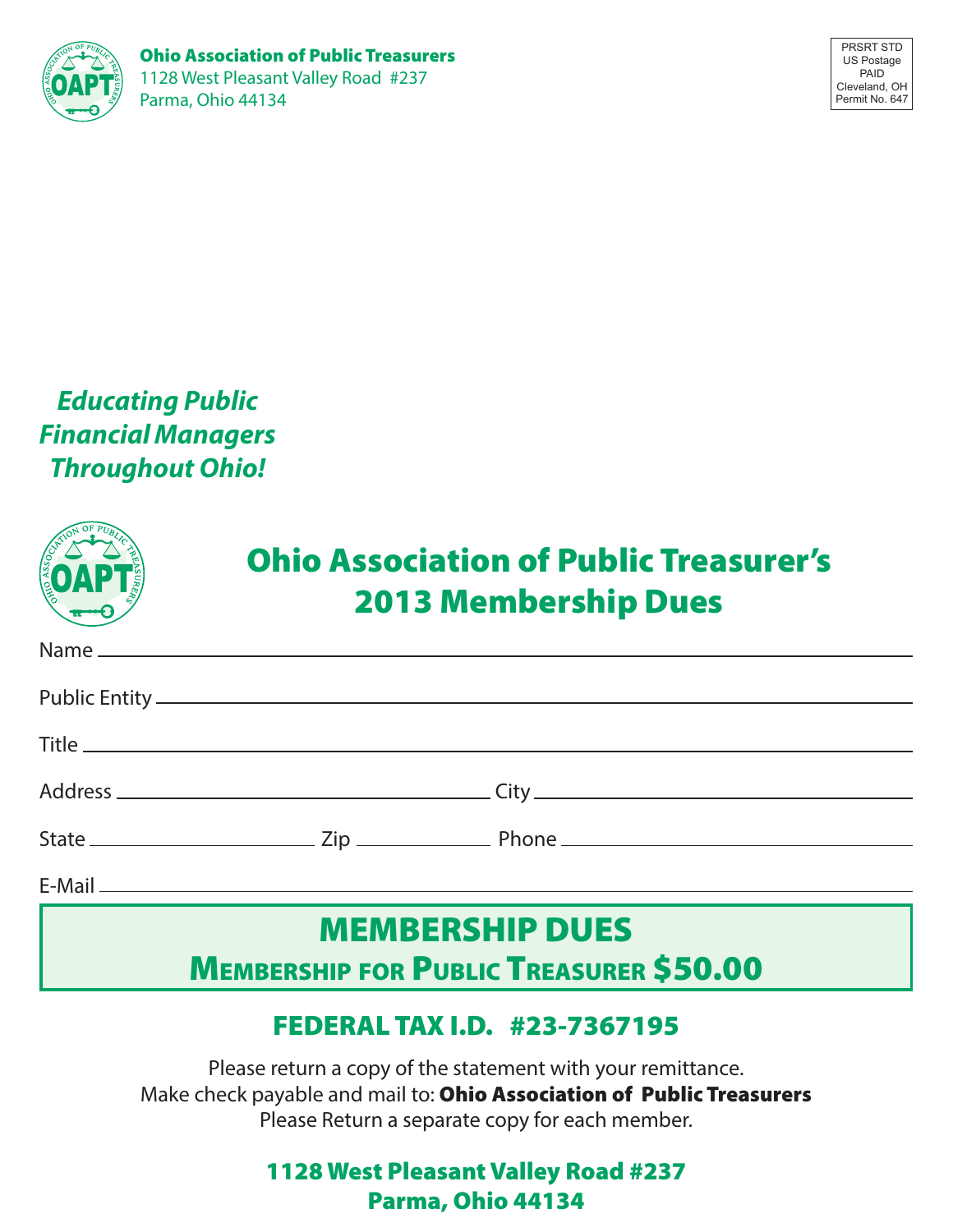**Ohio Association of Public Treasurers**
1128 West Pleasant Valley Road #237
Parma, Ohio 44134

PRSRT STD
US Postage
PAID
Cleveland, OH
Permit No. 647

***Educating Public Financial Managers Throughout Ohio!***

# Ohio Association of Public Treasurer's 2013 Membership Dues

Name ______________________________

Public Entity ______________________________

Title ______________________________

Address ______________________________ City ______________________________

State ______________ Zip ______________ Phone ______________________________

E-Mail ______________________________

## MEMBERSHIP DUES

**Membership for Public Treasurer $50.00**

## FEDERAL TAX I.D. #23-7367195

Please return a copy of the statement with your remittance.
Make check payable and mail to: **Ohio Association of Public Treasurers**
Please Return a separate copy for each member.

**1128 West Pleasant Valley Road #237**
**Parma, Ohio 44134**